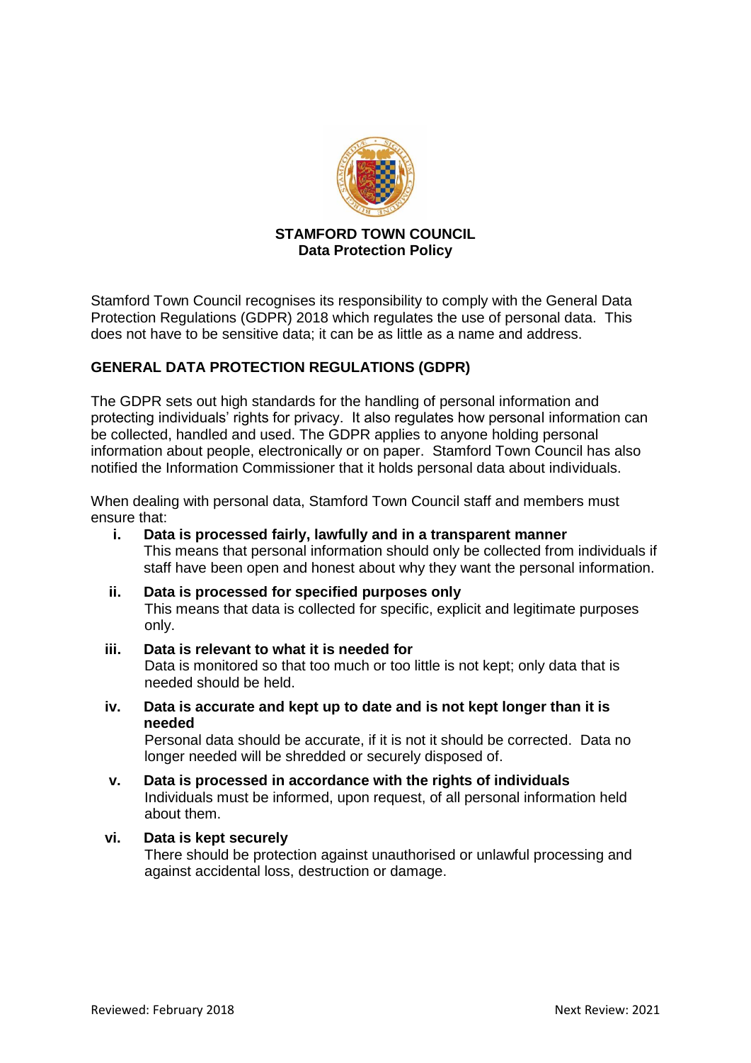# STAMFORD TOWN COUNCIL
## Data Protection Policy

Stamford Town Council recognises its responsibility to comply with the General Data Protection Regulations (GDPR) 2018 which regulates the use of personal data. This does not have to be sensitive data; it can be as little as a name and address.

## GENERAL DATA PROTECTION REGULATIONS (GDPR)

The GDPR sets out high standards for the handling of personal information and protecting individuals' rights for privacy. It also regulates how personal information can be collected, handled and used. The GDPR applies to anyone holding personal information about people, electronically or on paper. Stamford Town Council has also notified the Information Commissioner that it holds personal data about individuals.

When dealing with personal data, Stamford Town Council staff and members must ensure that:

i. **Data is processed fairly, lawfully and in a transparent manner**
   This means that personal information should only be collected from individuals if staff have been open and honest about why they want the personal information.

ii. **Data is processed for specified purposes only**
   This means that data is collected for specific, explicit and legitimate purposes only.

iii. **Data is relevant to what it is needed for**
   Data is monitored so that too much or too little is not kept; only data that is needed should be held.

iv. **Data is accurate and kept up to date and is not kept longer than it is needed**
   Personal data should be accurate, if it is not it should be corrected. Data no longer needed will be shredded or securely disposed of.

v. **Data is processed in accordance with the rights of individuals**
   Individuals must be informed, upon request, of all personal information held about them.

vi. **Data is kept securely**
   There should be protection against unauthorised or unlawful processing and against accidental loss, destruction or damage.

Reviewed: February 2018 Next Review: 2021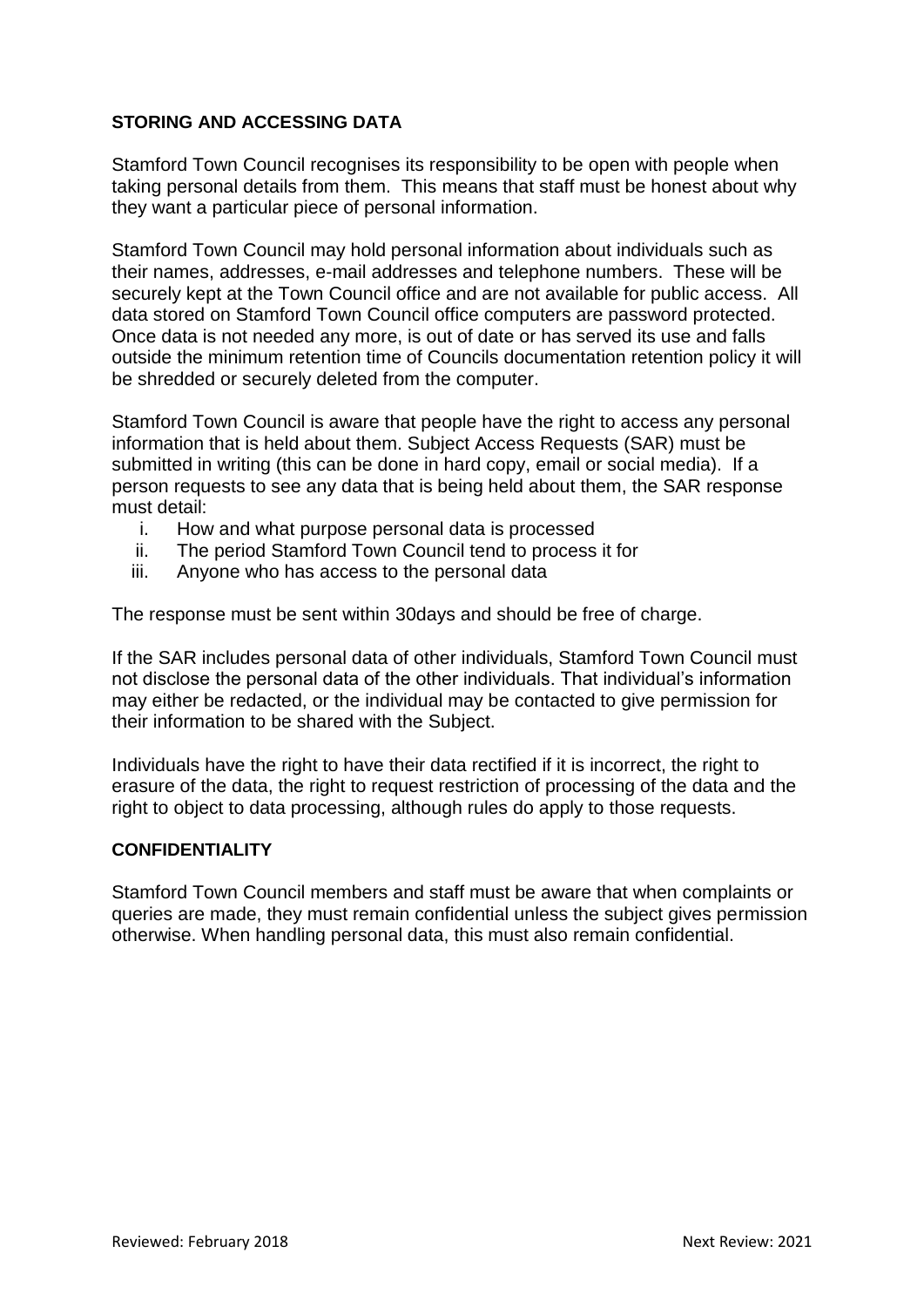**STORING AND ACCESSING DATA**

Stamford Town Council recognises its responsibility to be open with people when taking personal details from them. This means that staff must be honest about why they want a particular piece of personal information.

Stamford Town Council may hold personal information about individuals such as their names, addresses, e-mail addresses and telephone numbers. These will be securely kept at the Town Council office and are not available for public access. All data stored on Stamford Town Council office computers are password protected. Once data is not needed any more, is out of date or has served its use and falls outside the minimum retention time of Councils documentation retention policy it will be shredded or securely deleted from the computer.

Stamford Town Council is aware that people have the right to access any personal information that is held about them. Subject Access Requests (SAR) must be submitted in writing (this can be done in hard copy, email or social media). If a person requests to see any data that is being held about them, the SAR response must detail:

i. How and what purpose personal data is processed
ii. The period Stamford Town Council tend to process it for
iii. Anyone who has access to the personal data

The response must be sent within 30days and should be free of charge.

If the SAR includes personal data of other individuals, Stamford Town Council must not disclose the personal data of the other individuals. That individual's information may either be redacted, or the individual may be contacted to give permission for their information to be shared with the Subject.

Individuals have the right to have their data rectified if it is incorrect, the right to erasure of the data, the right to request restriction of processing of the data and the right to object to data processing, although rules do apply to those requests.

**CONFIDENTIALITY**

Stamford Town Council members and staff must be aware that when complaints or queries are made, they must remain confidential unless the subject gives permission otherwise. When handling personal data, this must also remain confidential.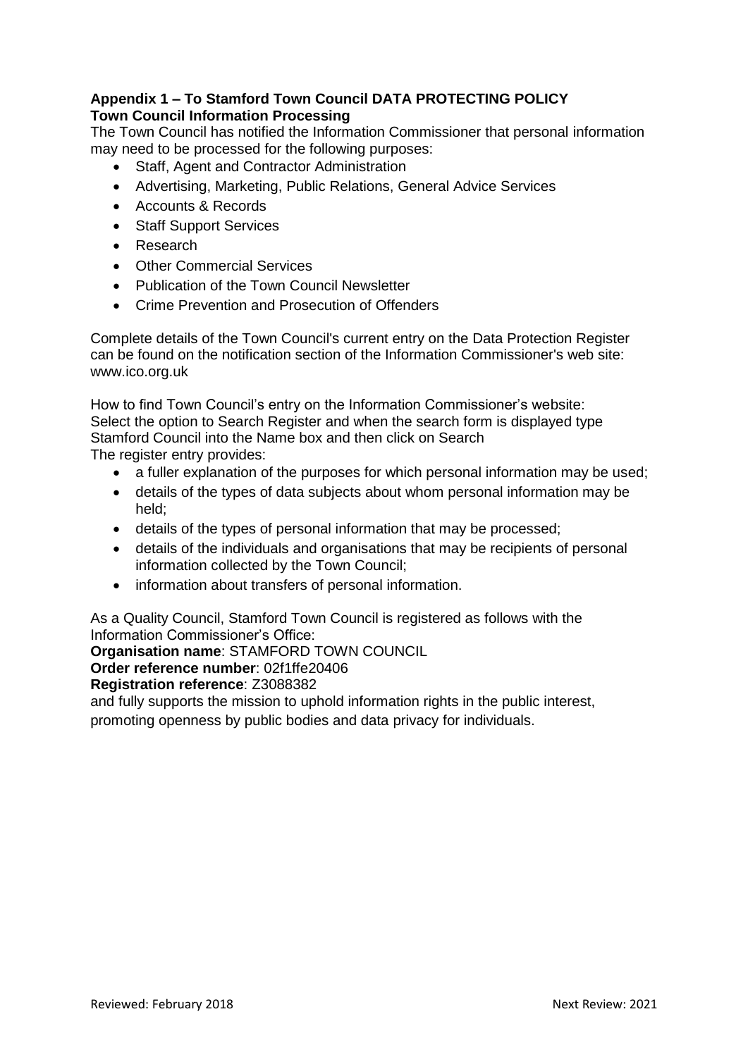**Appendix 1 – To Stamford Town Council DATA PROTECTING POLICY**
**Town Council Information Processing**

The Town Council has notified the Information Commissioner that personal information may need to be processed for the following purposes:

- Staff, Agent and Contractor Administration
- Advertising, Marketing, Public Relations, General Advice Services
- Accounts & Records
- Staff Support Services
- Research
- Other Commercial Services
- Publication of the Town Council Newsletter
- Crime Prevention and Prosecution of Offenders

Complete details of the Town Council's current entry on the Data Protection Register can be found on the notification section of the Information Commissioner's web site: www.ico.org.uk

How to find Town Council's entry on the Information Commissioner's website:
Select the option to Search Register and when the search form is displayed type Stamford Council into the Name box and then click on Search
The register entry provides:

- a fuller explanation of the purposes for which personal information may be used;
- details of the types of data subjects about whom personal information may be held;
- details of the types of personal information that may be processed;
- details of the individuals and organisations that may be recipients of personal information collected by the Town Council;
- information about transfers of personal information.

As a Quality Council, Stamford Town Council is registered as follows with the Information Commissioner's Office:
**Organisation name**: STAMFORD TOWN COUNCIL
**Order reference number**: 02f1ffe20406
**Registration reference**: Z3088382
and fully supports the mission to uphold information rights in the public interest, promoting openness by public bodies and data privacy for individuals.

Reviewed: February 2018 Next Review: 2021